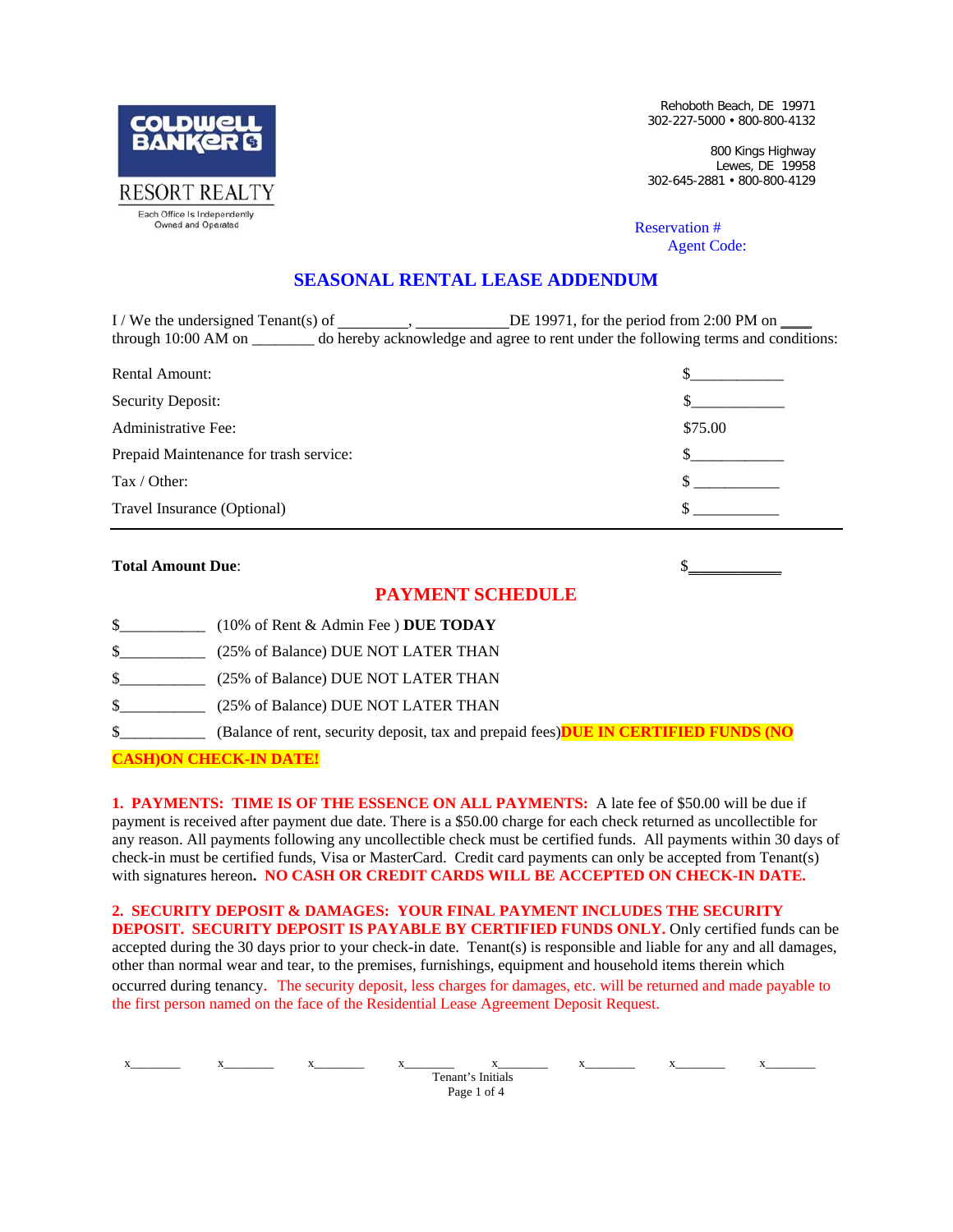COLDWELL BANKER
RESORT REALTY
Each Office Is Independently Owned and Operated

Rehoboth Beach, DE 19971
302-227-5000 • 800-800-4132

800 Kings Highway
Lewes, DE 19958
302-645-2881 • 800-800-4129

Reservation #
Agent Code:

# SEASONAL RENTAL LEASE ADDENDUM

I / We the undersigned Tenant(s) of _________, ____________DE 19971, for the period from 2:00 PM on ____ through 10:00 AM on ________ do hereby acknowledge and agree to rent under the following terms and conditions:

| | |
|---|---|
| Rental Amount: | $____________ |
| Security Deposit: | $____________ |
| Administrative Fee: | $75.00 |
| Prepaid Maintenance for trash service: | $____________ |
| Tax / Other: | $ ___________ |
| Travel Insurance (Optional) | $ ___________ |
| **Total Amount Due**: | $____________ |

## PAYMENT SCHEDULE

$___________ (10% of Rent & Admin Fee ) **DUE TODAY**

$___________ (25% of Balance) DUE NOT LATER THAN

$___________ (25% of Balance) DUE NOT LATER THAN

$___________ (25% of Balance) DUE NOT LATER THAN

$___________ (Balance of rent, security deposit, tax and prepaid fees)**DUE IN CERTIFIED FUNDS (NO CASH)ON CHECK-IN DATE!**

**1. PAYMENTS: TIME IS OF THE ESSENCE ON ALL PAYMENTS:** A late fee of $50.00 will be due if payment is received after payment due date. There is a $50.00 charge for each check returned as uncollectible for any reason. All payments following any uncollectible check must be certified funds. All payments within 30 days of check-in must be certified funds, Visa or MasterCard. Credit card payments can only be accepted from Tenant(s) with signatures hereon**. NO CASH OR CREDIT CARDS WILL BE ACCEPTED ON CHECK-IN DATE.**

**2. SECURITY DEPOSIT & DAMAGES: YOUR FINAL PAYMENT INCLUDES THE SECURITY DEPOSIT. SECURITY DEPOSIT IS PAYABLE BY CERTIFIED FUNDS ONLY.** Only certified funds can be accepted during the 30 days prior to your check-in date. Tenant(s) is responsible and liable for any and all damages, other than normal wear and tear, to the premises, furnishings, equipment and household items therein which occurred during tenancy. The security deposit, less charges for damages, etc. will be returned and made payable to the first person named on the face of the Residential Lease Agreement Deposit Request.

x________ x________ x________ x________ x________ x________ x________ x________
Tenant's Initials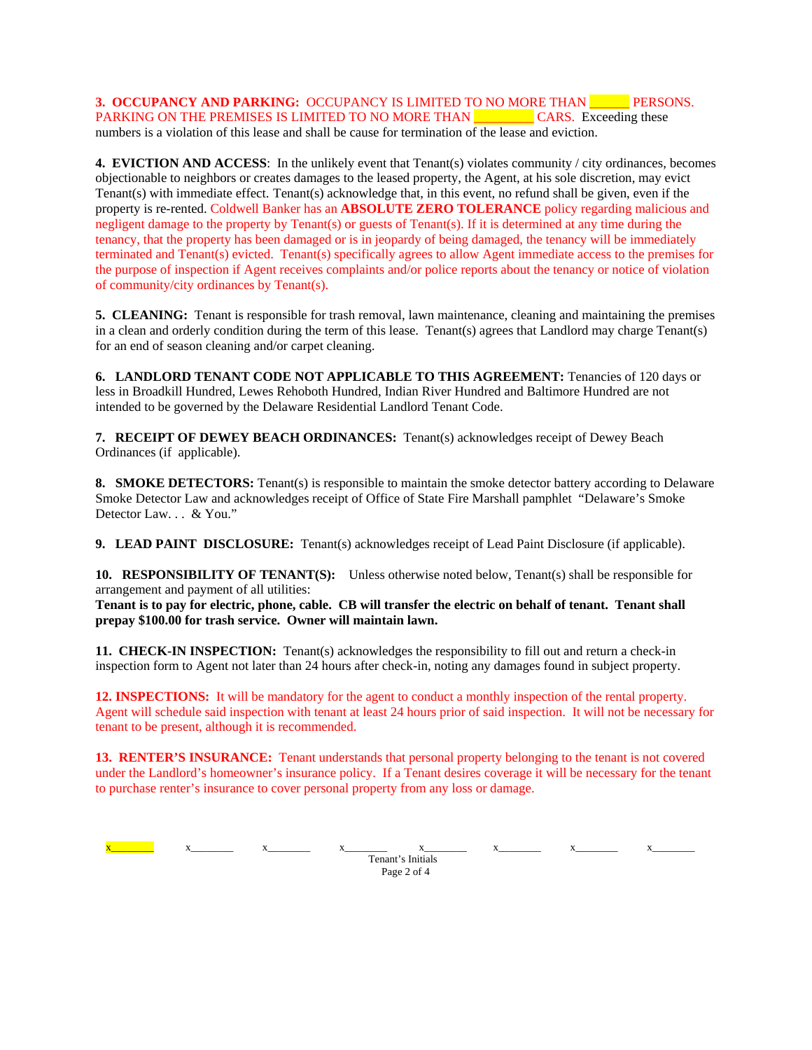**3. OCCUPANCY AND PARKING:** OCCUPANCY IS LIMITED TO NO MORE THAN ______ PERSONS. PARKING ON THE PREMISES IS LIMITED TO NO MORE THAN _________ CARS. Exceeding these numbers is a violation of this lease and shall be cause for termination of the lease and eviction.

**4. EVICTION AND ACCESS**: In the unlikely event that Tenant(s) violates community / city ordinances, becomes objectionable to neighbors or creates damages to the leased property, the Agent, at his sole discretion, may evict Tenant(s) with immediate effect. Tenant(s) acknowledge that, in this event, no refund shall be given, even if the property is re-rented. Coldwell Banker has an **ABSOLUTE ZERO TOLERANCE** policy regarding malicious and negligent damage to the property by Tenant(s) or guests of Tenant(s). If it is determined at any time during the tenancy, that the property has been damaged or is in jeopardy of being damaged, the tenancy will be immediately terminated and Tenant(s) evicted. Tenant(s) specifically agrees to allow Agent immediate access to the premises for the purpose of inspection if Agent receives complaints and/or police reports about the tenancy or notice of violation of community/city ordinances by Tenant(s).

**5. CLEANING:** Tenant is responsible for trash removal, lawn maintenance, cleaning and maintaining the premises in a clean and orderly condition during the term of this lease. Tenant(s) agrees that Landlord may charge Tenant(s) for an end of season cleaning and/or carpet cleaning.

**6. LANDLORD TENANT CODE NOT APPLICABLE TO THIS AGREEMENT:** Tenancies of 120 days or less in Broadkill Hundred, Lewes Rehoboth Hundred, Indian River Hundred and Baltimore Hundred are not intended to be governed by the Delaware Residential Landlord Tenant Code.

**7. RECEIPT OF DEWEY BEACH ORDINANCES:** Tenant(s) acknowledges receipt of Dewey Beach Ordinances (if applicable).

**8. SMOKE DETECTORS:** Tenant(s) is responsible to maintain the smoke detector battery according to Delaware Smoke Detector Law and acknowledges receipt of Office of State Fire Marshall pamphlet "Delaware's Smoke Detector Law. . . & You."

**9. LEAD PAINT DISCLOSURE:** Tenant(s) acknowledges receipt of Lead Paint Disclosure (if applicable).

**10. RESPONSIBILITY OF TENANT(S):** Unless otherwise noted below, Tenant(s) shall be responsible for arrangement and payment of all utilities:
**Tenant is to pay for electric, phone, cable. CB will transfer the electric on behalf of tenant. Tenant shall prepay $100.00 for trash service. Owner will maintain lawn.**

**11. CHECK-IN INSPECTION:** Tenant(s) acknowledges the responsibility to fill out and return a check-in inspection form to Agent not later than 24 hours after check-in, noting any damages found in subject property.

**12. INSPECTIONS:** It will be mandatory for the agent to conduct a monthly inspection of the rental property. Agent will schedule said inspection with tenant at least 24 hours prior of said inspection. It will not be necessary for tenant to be present, although it is recommended.

**13. RENTER'S INSURANCE:** Tenant understands that personal property belonging to the tenant is not covered under the Landlord's homeowner's insurance policy. If a Tenant desires coverage it will be necessary for the tenant to purchase renter's insurance to cover personal property from any loss or damage.

x________ x________ x________ x________ x________ x________ x________ x________
Tenant's Initials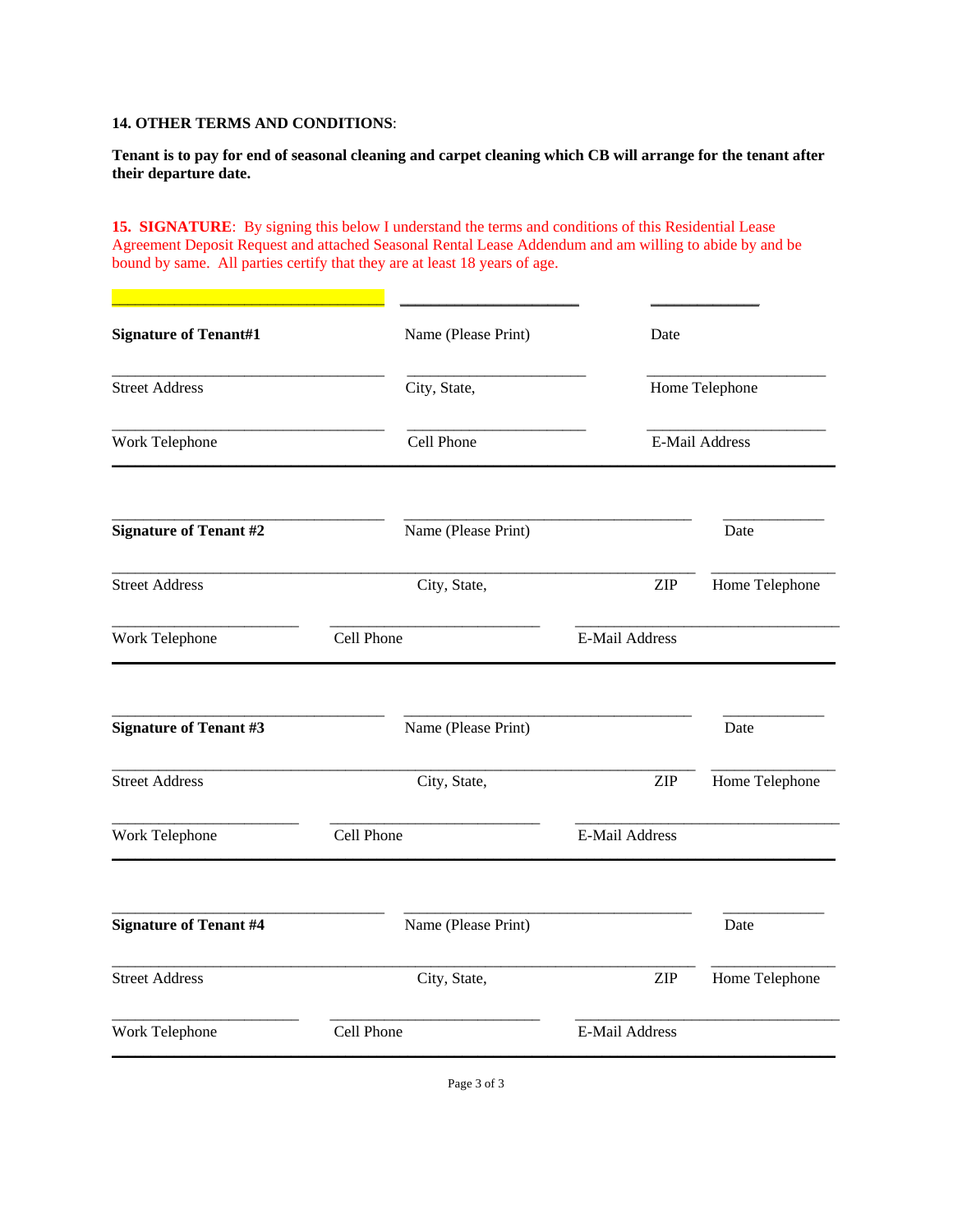**14. OTHER TERMS AND CONDITIONS**:

**Tenant is to pay for end of seasonal cleaning and carpet cleaning which CB will arrange for the tenant after their departure date.**

**15. SIGNATURE**: By signing this below I understand the terms and conditions of this Residential Lease Agreement Deposit Request and attached Seasonal Rental Lease Addendum and am willing to abide by and be bound by same. All parties certify that they are at least 18 years of age.

| | | |
|---|---|---|
| ______________________________ | ____________________ | ____________ |
| **Signature of Tenant#1** | Name (Please Print) | Date |
| ______________________________ | ____________________ | ____________________ |
| Street Address | City, State, | Home Telephone |
| ______________________________ | ____________________ | ____________________ |
| Work Telephone | Cell Phone | E-Mail Address |

---

| | | | |
|---|---|---|---|
| ______________________________ | ________________________________ | | ____________ |
| **Signature of Tenant #2** | Name (Please Print) | | Date |
| ______________________________ | ________________________________ | | ______________ |
| Street Address | City, State, | ZIP | Home Telephone |
| ____________________ | ______________________ | ______________________________ | |
| Work Telephone | Cell Phone | E-Mail Address | |

---

| | | | |
|---|---|---|---|
| ______________________________ | ________________________________ | | ____________ |
| **Signature of Tenant #3** | Name (Please Print) | | Date |
| ______________________________ | ________________________________ | | ______________ |
| Street Address | City, State, | ZIP | Home Telephone |
| ____________________ | ______________________ | ______________________________ | |
| Work Telephone | Cell Phone | E-Mail Address | |

---

| | | | |
|---|---|---|---|
| ______________________________ | ________________________________ | | ____________ |
| **Signature of Tenant #4** | Name (Please Print) | | Date |
| ______________________________ | ________________________________ | | ______________ |
| Street Address | City, State, | ZIP | Home Telephone |
| ____________________ | ______________________ | ______________________________ | |
| Work Telephone | Cell Phone | E-Mail Address | |

---